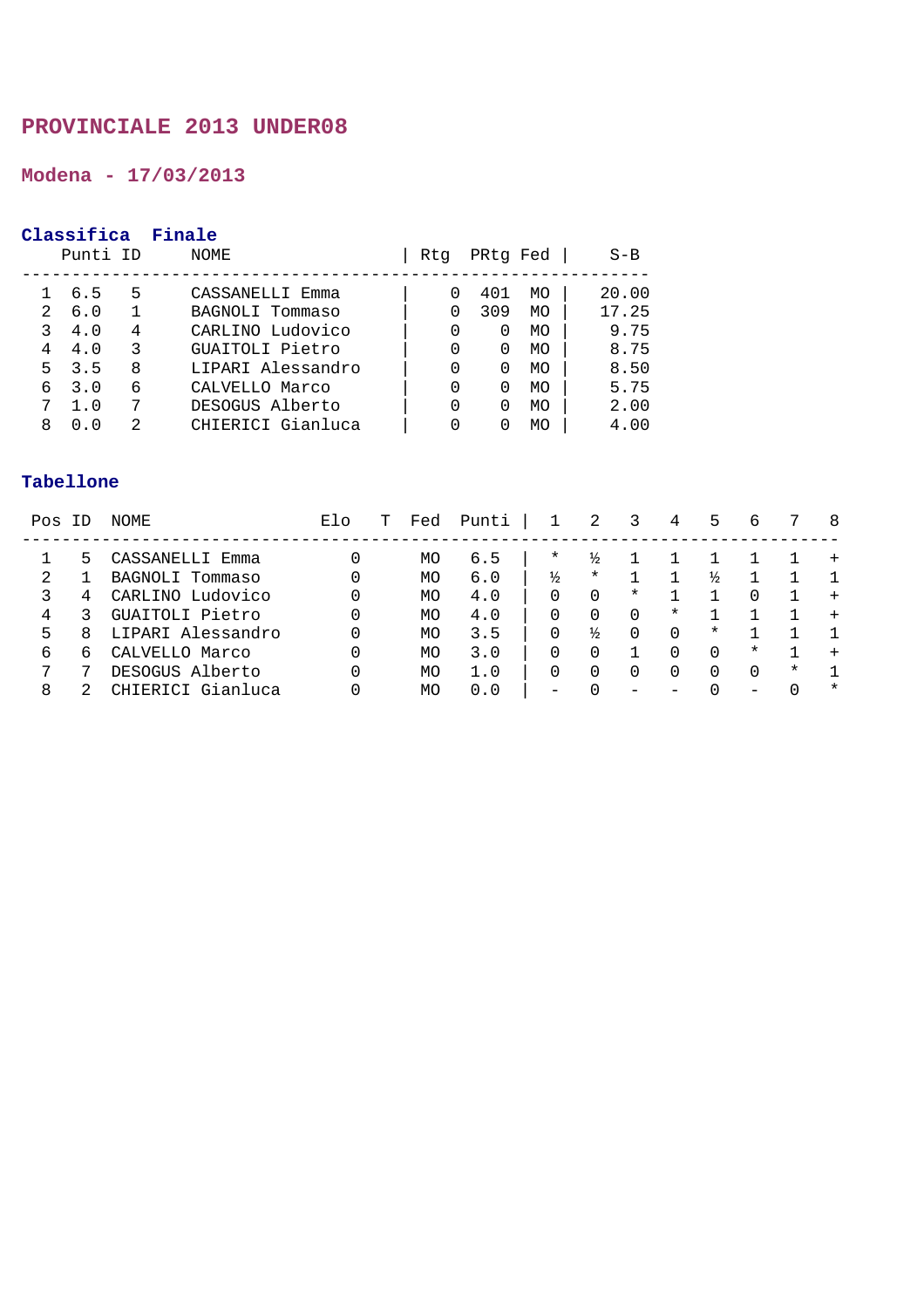# PROVINCIALE 2013 UNDER08

## Modena - 17/03/2013

### Classifica Finale

| | Punti | ID | NOME | Rtg | PRtg | Fed | S-B |
|---|---|---|---|---|---|---|---|
| 1 | 6.5 | 5 | CASSANELLI Emma | 0 | 401 | MO | 20.00 |
| 2 | 6.0 | 1 | BAGNOLI Tommaso | 0 | 309 | MO | 17.25 |
| 3 | 4.0 | 4 | CARLINO Ludovico | 0 | 0 | MO | 9.75 |
| 4 | 4.0 | 3 | GUAITOLI Pietro | 0 | 0 | MO | 8.75 |
| 5 | 3.5 | 8 | LIPARI Alessandro | 0 | 0 | MO | 8.50 |
| 6 | 3.0 | 6 | CALVELLO Marco | 0 | 0 | MO | 5.75 |
| 7 | 1.0 | 7 | DESOGUS Alberto | 0 | 0 | MO | 2.00 |
| 8 | 0.0 | 2 | CHIERICI Gianluca | 0 | 0 | MO | 4.00 |

### Tabellone

| Pos | ID | NOME | Elo | T | Fed | Punti | 1 | 2 | 3 | 4 | 5 | 6 | 7 | 8 |
|---|---|---|---|---|---|---|---|---|---|---|---|---|---|---|
| 1 | 5 | CASSANELLI Emma | 0 | | MO | 6.5 | * | ½ | 1 | 1 | 1 | 1 | 1 | + |
| 2 | 1 | BAGNOLI Tommaso | 0 | | MO | 6.0 | ½ | * | 1 | 1 | ½ | 1 | 1 | 1 |
| 3 | 4 | CARLINO Ludovico | 0 | | MO | 4.0 | 0 | 0 | * | 1 | 1 | 0 | 1 | + |
| 4 | 3 | GUAITOLI Pietro | 0 | | MO | 4.0 | 0 | 0 | 0 | * | 1 | 1 | 1 | + |
| 5 | 8 | LIPARI Alessandro | 0 | | MO | 3.5 | 0 | ½ | 0 | 0 | * | 1 | 1 | 1 |
| 6 | 6 | CALVELLO Marco | 0 | | MO | 3.0 | 0 | 0 | 1 | 0 | 0 | * | 1 | + |
| 7 | 7 | DESOGUS Alberto | 0 | | MO | 1.0 | 0 | 0 | 0 | 0 | 0 | 0 | * | 1 |
| 8 | 2 | CHIERICI Gianluca | 0 | | MO | 0.0 | - | 0 | - | - | 0 | - | 0 | * |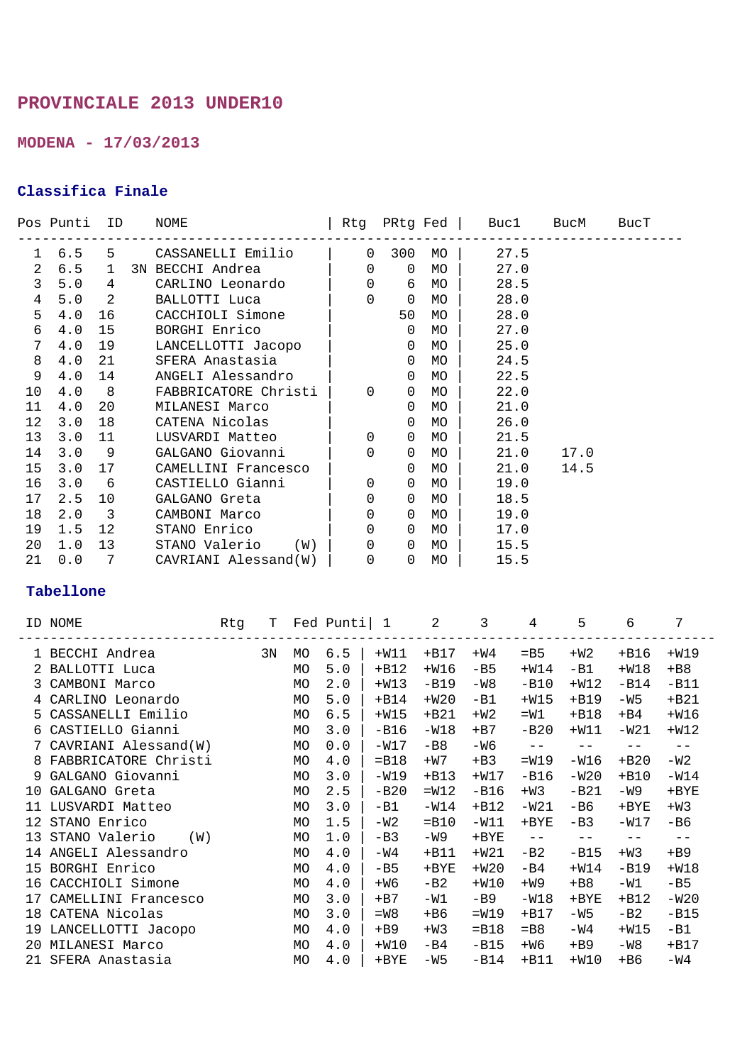# PROVINCIALE 2013 UNDER10

## MODENA - 17/03/2013

### Classifica Finale

| Pos | Punti | ID | | NOME | Rtg | PRtg | Fed | Buc1 | BucM | BucT |
|---|---|---|---|---|---|---|---|---|---|---|
| 1 | 6.5 | 5 | | CASSANELLI Emilio | 0 | 300 | MO | 27.5 | | |
| 2 | 6.5 | 1 | 3N | BECCHI Andrea | 0 | 0 | MO | 27.0 | | |
| 3 | 5.0 | 4 | | CARLINO Leonardo | 0 | 6 | MO | 28.5 | | |
| 4 | 5.0 | 2 | | BALLOTTI Luca | 0 | 0 | MO | 28.0 | | |
| 5 | 4.0 | 16 | | CACCHIOLI Simone | | 50 | MO | 28.0 | | |
| 6 | 4.0 | 15 | | BORGHI Enrico | | 0 | MO | 27.0 | | |
| 7 | 4.0 | 19 | | LANCELLOTTI Jacopo | | 0 | MO | 25.0 | | |
| 8 | 4.0 | 21 | | SFERA Anastasia | | 0 | MO | 24.5 | | |
| 9 | 4.0 | 14 | | ANGELI Alessandro | | 0 | MO | 22.5 | | |
| 10 | 4.0 | 8 | | FABBRICATORE Christi | 0 | 0 | MO | 22.0 | | |
| 11 | 4.0 | 20 | | MILANESI Marco | | 0 | MO | 21.0 | | |
| 12 | 3.0 | 18 | | CATENA Nicolas | | 0 | MO | 26.0 | | |
| 13 | 3.0 | 11 | | LUSVARDI Matteo | 0 | 0 | MO | 21.5 | | |
| 14 | 3.0 | 9 | | GALGANO Giovanni | 0 | 0 | MO | 21.0 | 17.0 | |
| 15 | 3.0 | 17 | | CAMELLINI Francesco | | 0 | MO | 21.0 | 14.5 | |
| 16 | 3.0 | 6 | | CASTIELLO Gianni | 0 | 0 | MO | 19.0 | | |
| 17 | 2.5 | 10 | | GALGANO Greta | 0 | 0 | MO | 18.5 | | |
| 18 | 2.0 | 3 | | CAMBONI Marco | 0 | 0 | MO | 19.0 | | |
| 19 | 1.5 | 12 | | STANO Enrico | 0 | 0 | MO | 17.0 | | |
| 20 | 1.0 | 13 | | STANO Valerio (W) | 0 | 0 | MO | 15.5 | | |
| 21 | 0.0 | 7 | | CAVRIANI Alessand(W) | 0 | 0 | MO | 15.5 | | |

### Tabellone

| ID | NOME | Rtg | T | Fed | Punti | 1 | 2 | 3 | 4 | 5 | 6 | 7 |
|---|---|---|---|---|---|---|---|---|---|---|---|---|
| 1 | BECCHI Andrea | | 3N | MO | 6.5 | +W11 | +B17 | +W4 | =B5 | +W2 | +B16 | +W19 |
| 2 | BALLOTTI Luca | | | MO | 5.0 | +B12 | +W16 | -B5 | +W14 | -B1 | +W18 | +B8 |
| 3 | CAMBONI Marco | | | MO | 2.0 | +W13 | -B19 | -W8 | -B10 | +W12 | -B14 | -B11 |
| 4 | CARLINO Leonardo | | | MO | 5.0 | +B14 | +W20 | -B1 | +W15 | +B19 | -W5 | +B21 |
| 5 | CASSANELLI Emilio | | | MO | 6.5 | +W15 | +B21 | +W2 | =W1 | +B18 | +B4 | +W16 |
| 6 | CASTIELLO Gianni | | | MO | 3.0 | -B16 | -W18 | +B7 | -B20 | +W11 | -W21 | +W12 |
| 7 | CAVRIANI Alessand(W) | | | MO | 0.0 | -W17 | -B8 | -W6 | -- | -- | -- | -- |
| 8 | FABBRICATORE Christi | | | MO | 4.0 | =B18 | +W7 | +B3 | =W19 | -W16 | +B20 | -W2 |
| 9 | GALGANO Giovanni | | | MO | 3.0 | -W19 | +B13 | +W17 | -B16 | -W20 | +B10 | -W14 |
| 10 | GALGANO Greta | | | MO | 2.5 | -B20 | =W12 | -B16 | +W3 | -B21 | -W9 | +BYE |
| 11 | LUSVARDI Matteo | | | MO | 3.0 | -B1 | -W14 | +B12 | -W21 | -B6 | +BYE | +W3 |
| 12 | STANO Enrico | | | MO | 1.5 | -W2 | =B10 | -W11 | +BYE | -B3 | -W17 | -B6 |
| 13 | STANO Valerio (W) | | | MO | 1.0 | -B3 | -W9 | +BYE | -- | -- | -- | -- |
| 14 | ANGELI Alessandro | | | MO | 4.0 | -W4 | +B11 | +W21 | -B2 | -B15 | +W3 | +B9 |
| 15 | BORGHI Enrico | | | MO | 4.0 | -B5 | +BYE | +W20 | -B4 | +W14 | -B19 | +W18 |
| 16 | CACCHIOLI Simone | | | MO | 4.0 | +W6 | -B2 | +W10 | +W9 | +B8 | -W1 | -B5 |
| 17 | CAMELLINI Francesco | | | MO | 3.0 | +B7 | -W1 | -B9 | -W18 | +BYE | +B12 | -W20 |
| 18 | CATENA Nicolas | | | MO | 3.0 | =W8 | +B6 | =W19 | +B17 | -W5 | -B2 | -B15 |
| 19 | LANCELLOTTI Jacopo | | | MO | 4.0 | +B9 | +W3 | =B18 | =B8 | -W4 | +W15 | -B1 |
| 20 | MILANESI Marco | | | MO | 4.0 | +W10 | -B4 | -B15 | +W6 | +B9 | -W8 | +B17 |
| 21 | SFERA Anastasia | | | MO | 4.0 | +BYE | -W5 | -B14 | +B11 | +W10 | +B6 | -W4 |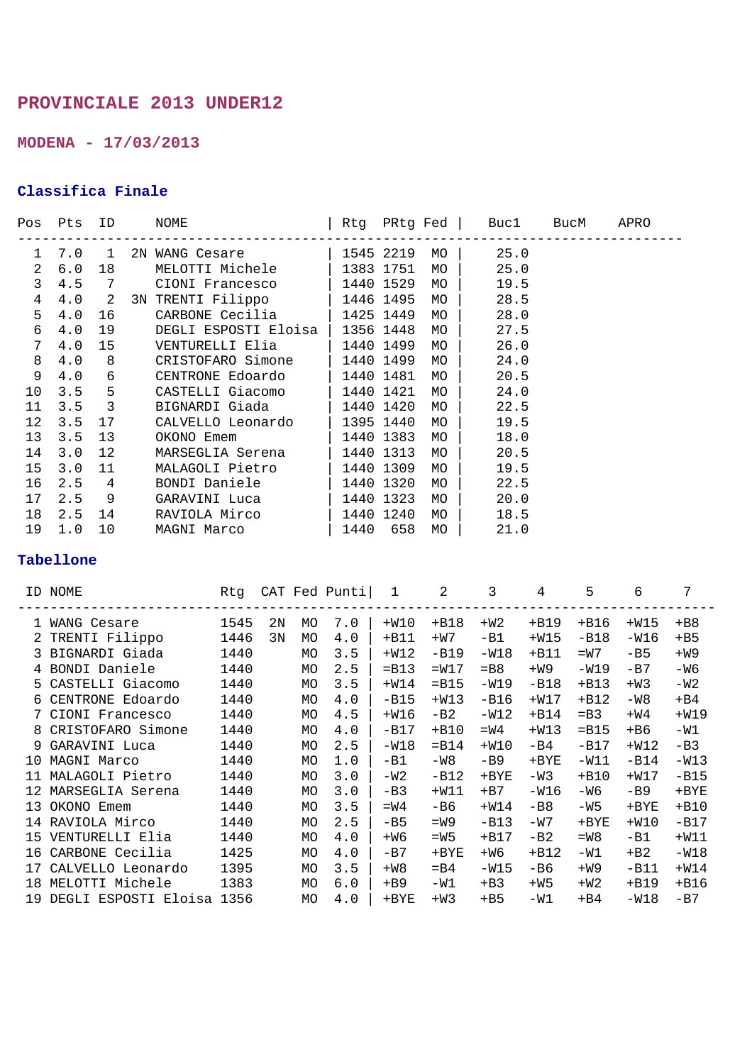# PROVINCIALE 2013 UNDER12

## MODENA - 17/03/2013

### Classifica Finale

| Pos | Pts | ID | | NOME | Rtg | PRtg | Fed | Buc1 | BucM | APRO |
|---|---|---|---|---|---|---|---|---|---|---|
| 1 | 7.0 | 1 | 2N | WANG Cesare | 1545 | 2219 | MO | 25.0 | | |
| 2 | 6.0 | 18 | | MELOTTI Michele | 1383 | 1751 | MO | 25.0 | | |
| 3 | 4.5 | 7 | | CIONI Francesco | 1440 | 1529 | MO | 19.5 | | |
| 4 | 4.0 | 2 | 3N | TRENTI Filippo | 1446 | 1495 | MO | 28.5 | | |
| 5 | 4.0 | 16 | | CARBONE Cecilia | 1425 | 1449 | MO | 28.0 | | |
| 6 | 4.0 | 19 | | DEGLI ESPOSTI Eloisa | 1356 | 1448 | MO | 27.5 | | |
| 7 | 4.0 | 15 | | VENTURELLI Elia | 1440 | 1499 | MO | 26.0 | | |
| 8 | 4.0 | 8 | | CRISTOFARO Simone | 1440 | 1499 | MO | 24.0 | | |
| 9 | 4.0 | 6 | | CENTRONE Edoardo | 1440 | 1481 | MO | 20.5 | | |
| 10 | 3.5 | 5 | | CASTELLI Giacomo | 1440 | 1421 | MO | 24.0 | | |
| 11 | 3.5 | 3 | | BIGNARDI Giada | 1440 | 1420 | MO | 22.5 | | |
| 12 | 3.5 | 17 | | CALVELLO Leonardo | 1395 | 1440 | MO | 19.5 | | |
| 13 | 3.5 | 13 | | OKONO Emem | 1440 | 1383 | MO | 18.0 | | |
| 14 | 3.0 | 12 | | MARSEGLIA Serena | 1440 | 1313 | MO | 20.5 | | |
| 15 | 3.0 | 11 | | MALAGOLI Pietro | 1440 | 1309 | MO | 19.5 | | |
| 16 | 2.5 | 4 | | BONDI Daniele | 1440 | 1320 | MO | 22.5 | | |
| 17 | 2.5 | 9 | | GARAVINI Luca | 1440 | 1323 | MO | 20.0 | | |
| 18 | 2.5 | 14 | | RAVIOLA Mirco | 1440 | 1240 | MO | 18.5 | | |
| 19 | 1.0 | 10 | | MAGNI Marco | 1440 | 658 | MO | 21.0 | | |

### Tabellone

| ID | NOME | Rtg | CAT | Fed | Punti | 1 | 2 | 3 | 4 | 5 | 6 | 7 |
|---|---|---|---|---|---|---|---|---|---|---|---|---|
| 1 | WANG Cesare | 1545 | 2N | MO | 7.0 | +W10 | +B18 | +W2 | +B19 | +B16 | +W15 | +B8 |
| 2 | TRENTI Filippo | 1446 | 3N | MO | 4.0 | +B11 | +W7 | -B1 | +W15 | -B18 | -W16 | +B5 |
| 3 | BIGNARDI Giada | 1440 | | MO | 3.5 | +W12 | -B19 | -W18 | +B11 | =W7 | -B5 | +W9 |
| 4 | BONDI Daniele | 1440 | | MO | 2.5 | =B13 | =W17 | =B8 | +W9 | -W19 | -B7 | -W6 |
| 5 | CASTELLI Giacomo | 1440 | | MO | 3.5 | +W14 | =B15 | -W19 | -B18 | +B13 | +W3 | -W2 |
| 6 | CENTRONE Edoardo | 1440 | | MO | 4.0 | -B15 | +W13 | -B16 | +W17 | +B12 | -W8 | +B4 |
| 7 | CIONI Francesco | 1440 | | MO | 4.5 | +W16 | -B2 | -W12 | +B14 | =B3 | +W4 | +W19 |
| 8 | CRISTOFARO Simone | 1440 | | MO | 4.0 | -B17 | +B10 | =W4 | +W13 | =B15 | +B6 | -W1 |
| 9 | GARAVINI Luca | 1440 | | MO | 2.5 | -W18 | =B14 | +W10 | -B4 | -B17 | +W12 | -B3 |
| 10 | MAGNI Marco | 1440 | | MO | 1.0 | -B1 | -W8 | -B9 | +BYE | -W11 | -B14 | -W13 |
| 11 | MALAGOLI Pietro | 1440 | | MO | 3.0 | -W2 | -B12 | +BYE | -W3 | +B10 | +W17 | -B15 |
| 12 | MARSEGLIA Serena | 1440 | | MO | 3.0 | -B3 | +W11 | +B7 | -W16 | -W6 | -B9 | +BYE |
| 13 | OKONO Emem | 1440 | | MO | 3.5 | =W4 | -B6 | +W14 | -B8 | -W5 | +BYE | +B10 |
| 14 | RAVIOLA Mirco | 1440 | | MO | 2.5 | -B5 | =W9 | -B13 | -W7 | +BYE | +W10 | -B17 |
| 15 | VENTURELLI Elia | 1440 | | MO | 4.0 | +W6 | =W5 | +B17 | -B2 | =W8 | -B1 | +W11 |
| 16 | CARBONE Cecilia | 1425 | | MO | 4.0 | -B7 | +BYE | +W6 | +B12 | -W1 | +B2 | -W18 |
| 17 | CALVELLO Leonardo | 1395 | | MO | 3.5 | +W8 | =B4 | -W15 | -B6 | +W9 | -B11 | +W14 |
| 18 | MELOTTI Michele | 1383 | | MO | 6.0 | +B9 | -W1 | +B3 | +W5 | +W2 | +B19 | +B16 |
| 19 | DEGLI ESPOSTI Eloisa | 1356 | | MO | 4.0 | +BYE | +W3 | +B5 | -W1 | +B4 | -W18 | -B7 |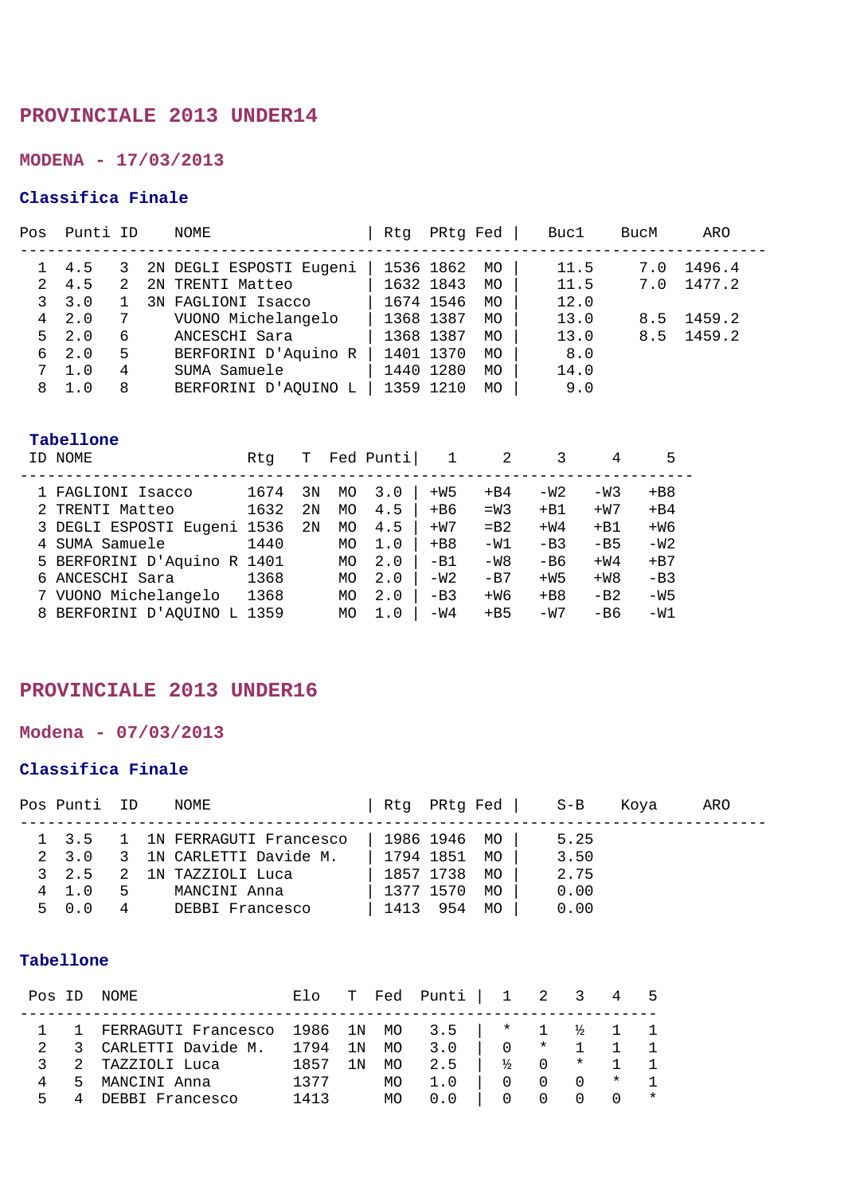# PROVINCIALE 2013 UNDER14

## MODENA - 17/03/2013

### Classifica Finale

| Pos | Punti | ID | | NOME | Rtg | PRtg | Fed | Buc1 | BucM | ARO |
|---|---|---|---|---|---|---|---|---|---|---|
| 1 | 4.5 | 3 | 2N | DEGLI ESPOSTI Eugeni | 1536 | 1862 | MO | 11.5 | 7.0 | 1496.4 |
| 2 | 4.5 | 2 | 2N | TRENTI Matteo | 1632 | 1843 | MO | 11.5 | 7.0 | 1477.2 |
| 3 | 3.0 | 1 | 3N | FAGLIONI Isacco | 1674 | 1546 | MO | 12.0 | | |
| 4 | 2.0 | 7 | | VUONO Michelangelo | 1368 | 1387 | MO | 13.0 | 8.5 | 1459.2 |
| 5 | 2.0 | 6 | | ANCESCHI Sara | 1368 | 1387 | MO | 13.0 | 8.5 | 1459.2 |
| 6 | 2.0 | 5 | | BERFORINI D'Aquino R | 1401 | 1370 | MO | 8.0 | | |
| 7 | 1.0 | 4 | | SUMA Samuele | 1440 | 1280 | MO | 14.0 | | |
| 8 | 1.0 | 8 | | BERFORINI D'AQUINO L | 1359 | 1210 | MO | 9.0 | | |

### Tabellone

| ID | NOME | Rtg | T | Fed | Punti | 1 | 2 | 3 | 4 | 5 |
|---|---|---|---|---|---|---|---|---|---|---|
| 1 | FAGLIONI Isacco | 1674 | 3N | MO | 3.0 | +W5 | +B4 | -W2 | -W3 | +B8 |
| 2 | TRENTI Matteo | 1632 | 2N | MO | 4.5 | +B6 | =W3 | +B1 | +W7 | +B4 |
| 3 | DEGLI ESPOSTI Eugeni | 1536 | 2N | MO | 4.5 | +W7 | =B2 | +W4 | +B1 | +W6 |
| 4 | SUMA Samuele | 1440 | | MO | 1.0 | +B8 | -W1 | -B3 | -B5 | -W2 |
| 5 | BERFORINI D'Aquino R | 1401 | | MO | 2.0 | -B1 | -W8 | -B6 | +W4 | +B7 |
| 6 | ANCESCHI Sara | 1368 | | MO | 2.0 | -W2 | -B7 | +W5 | +W8 | -B3 |
| 7 | VUONO Michelangelo | 1368 | | MO | 2.0 | -B3 | +W6 | +B8 | -B2 | -W5 |
| 8 | BERFORINI D'AQUINO L | 1359 | | MO | 1.0 | -W4 | +B5 | -W7 | -B6 | -W1 |

# PROVINCIALE 2013 UNDER16

## Modena - 07/03/2013

### Classifica Finale

| Pos | Punti | ID | | NOME | Rtg | PRtg | Fed | S-B | Koya | ARO |
|---|---|---|---|---|---|---|---|---|---|---|
| 1 | 3.5 | 1 | 1N | FERRAGUTI Francesco | 1986 | 1946 | MO | 5.25 | | |
| 2 | 3.0 | 3 | 1N | CARLETTI Davide M. | 1794 | 1851 | MO | 3.50 | | |
| 3 | 2.5 | 2 | 1N | TAZZIOLI Luca | 1857 | 1738 | MO | 2.75 | | |
| 4 | 1.0 | 5 | | MANCINI Anna | 1377 | 1570 | MO | 0.00 | | |
| 5 | 0.0 | 4 | | DEBBI Francesco | 1413 | 954 | MO | 0.00 | | |

### Tabellone

| Pos | ID | NOME | Elo | T | Fed | Punti | 1 | 2 | 3 | 4 | 5 |
|---|---|---|---|---|---|---|---|---|---|---|---|
| 1 | 1 | FERRAGUTI Francesco | 1986 | 1N | MO | 3.5 | * | 1 | ½ | 1 | 1 |
| 2 | 3 | CARLETTI Davide M. | 1794 | 1N | MO | 3.0 | 0 | * | 1 | 1 | 1 |
| 3 | 2 | TAZZIOLI Luca | 1857 | 1N | MO | 2.5 | ½ | 0 | * | 1 | 1 |
| 4 | 5 | MANCINI Anna | 1377 | | MO | 1.0 | 0 | 0 | 0 | * | 1 |
| 5 | 4 | DEBBI Francesco | 1413 | | MO | 0.0 | 0 | 0 | 0 | 0 | * |